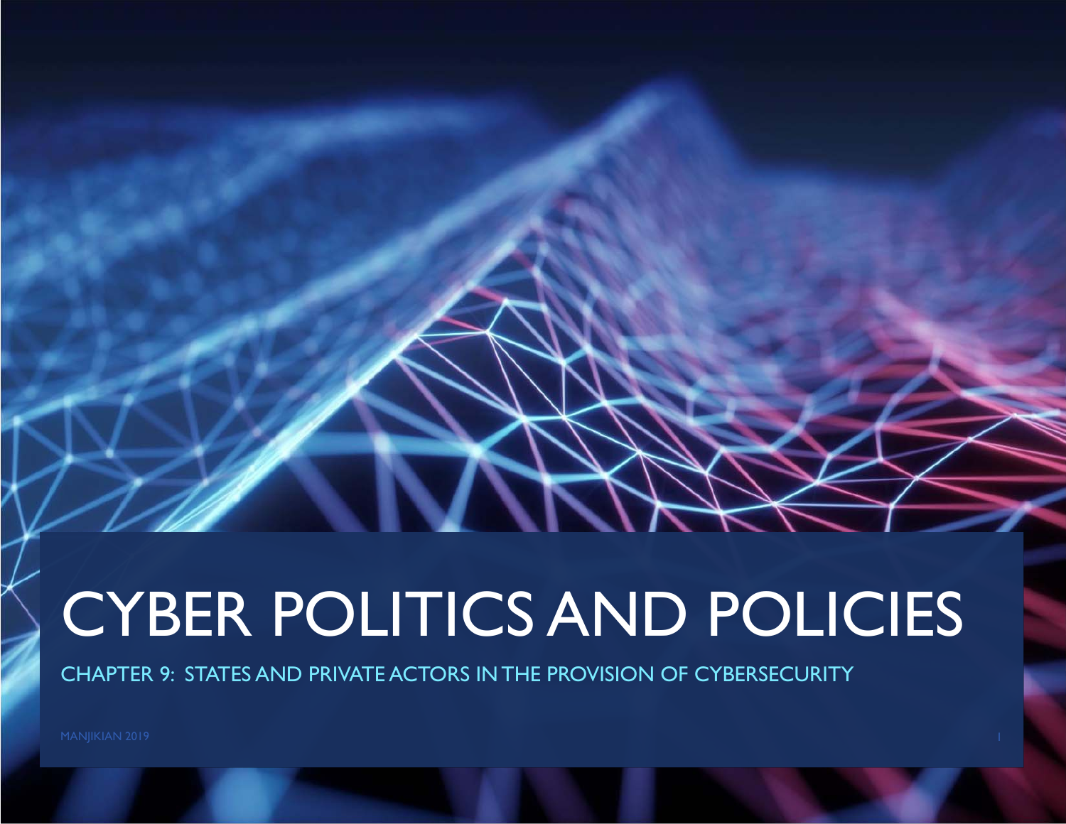# CYBER POLITICS AND POLICIES

## CHAPTER 9: STATES AND PRIVATE ACTORS IN THE PROVISION OF CYBERSECURITY

MANJIKIAN 2019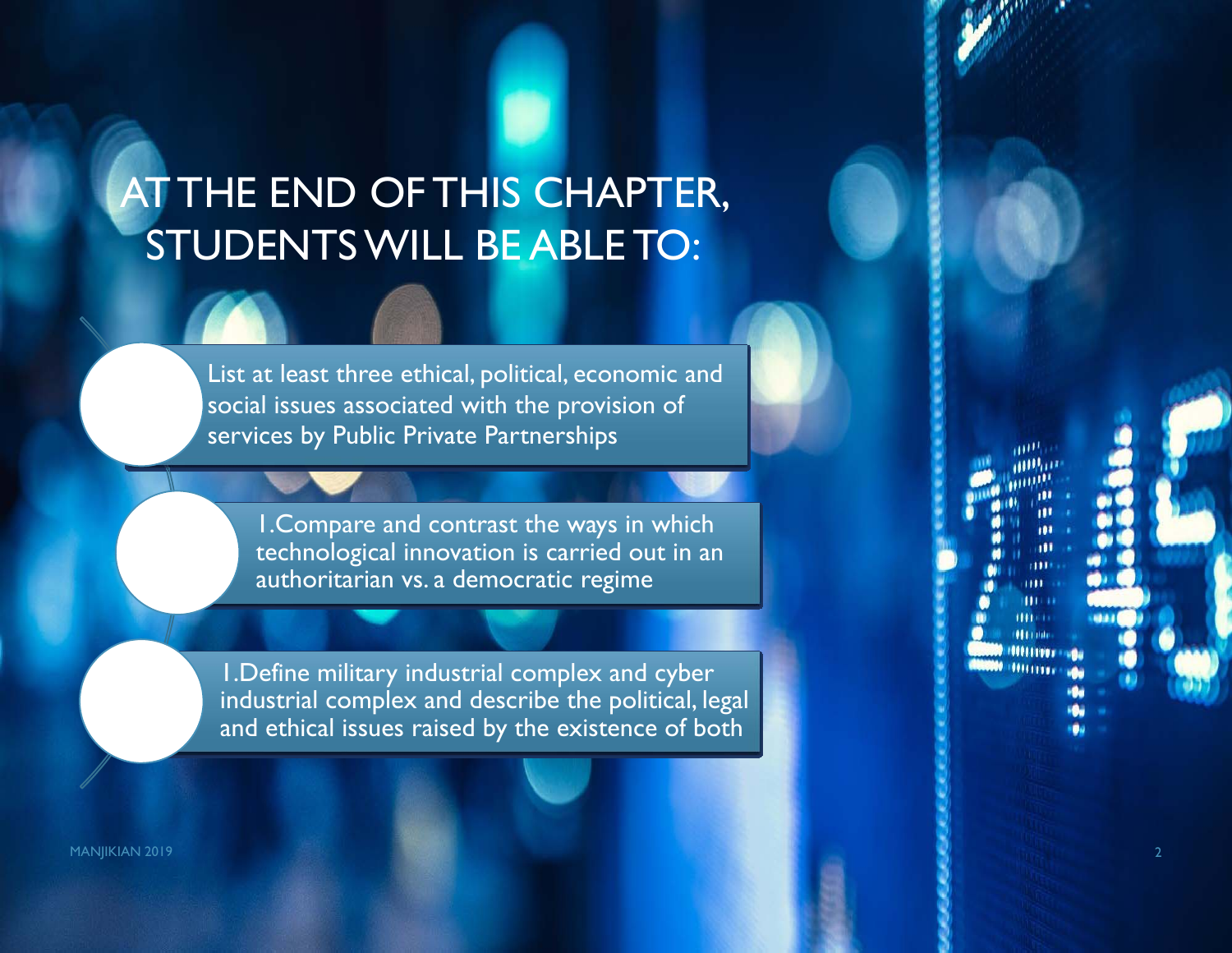# AT THE END OF THIS CHAPTER, STUDENTS WILL BE ABLE TO:

- List at least three ethical, political, economic and social issues associated with the provision of services by Public Private Partnerships
- 1.Compare and contrast the ways in which technological innovation is carried out in an authoritarian vs. a democratic regime
- 1.Define military industrial complex and cyber industrial complex and describe the political, legal and ethical issues raised by the existence of both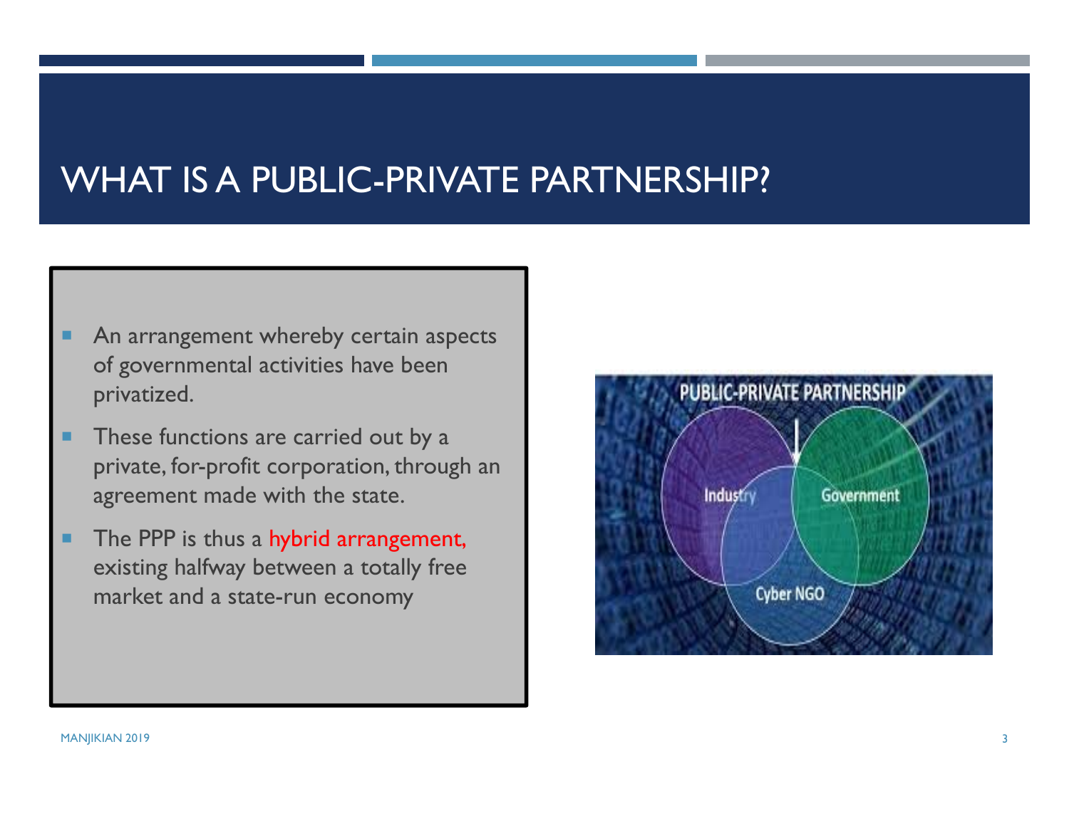# WHAT IS A PUBLIC-PRIVATE PARTNERSHIP?

- An arrangement whereby certain aspects of governmental activities have been privatized.
- These functions are carried out by a private, for-profit corporation, through an agreement made with the state.
- The PPP is thus a hybrid arrangement, existing halfway between a totally free market and a state-run economy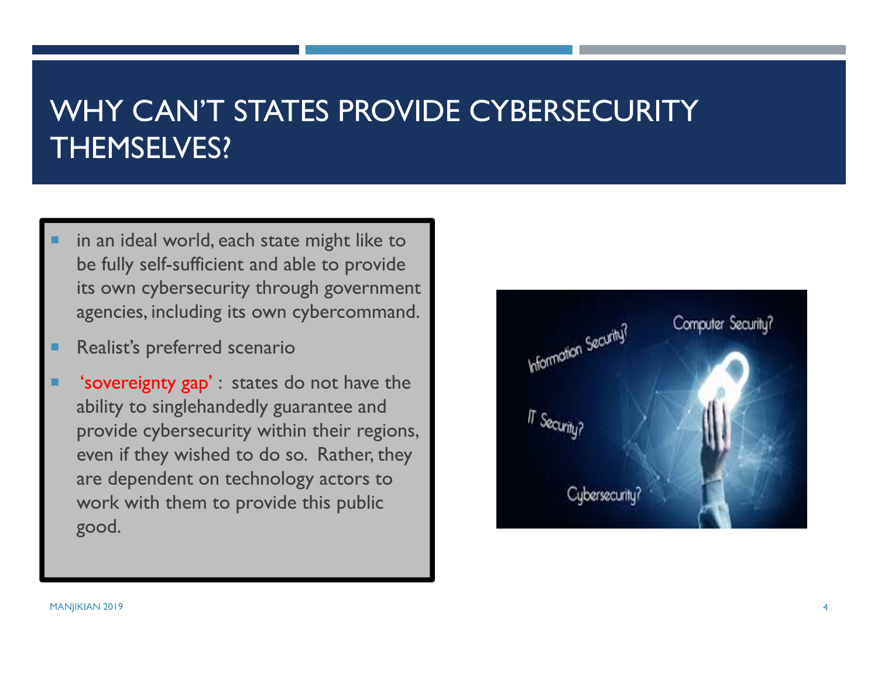# WHY CAN'T STATES PROVIDE CYBERSECURITY THEMSELVES?

- in an ideal world, each state might like to be fully self-sufficient and able to provide its own cybersecurity through government agencies, including its own cybercommand.
- Realist's preferred scenario
- 'sovereignty gap' : states do not have the ability to singlehandedly guarantee and provide cybersecurity within their regions, even if they wished to do so. Rather, they are dependent on technology actors to work with them to provide this public good.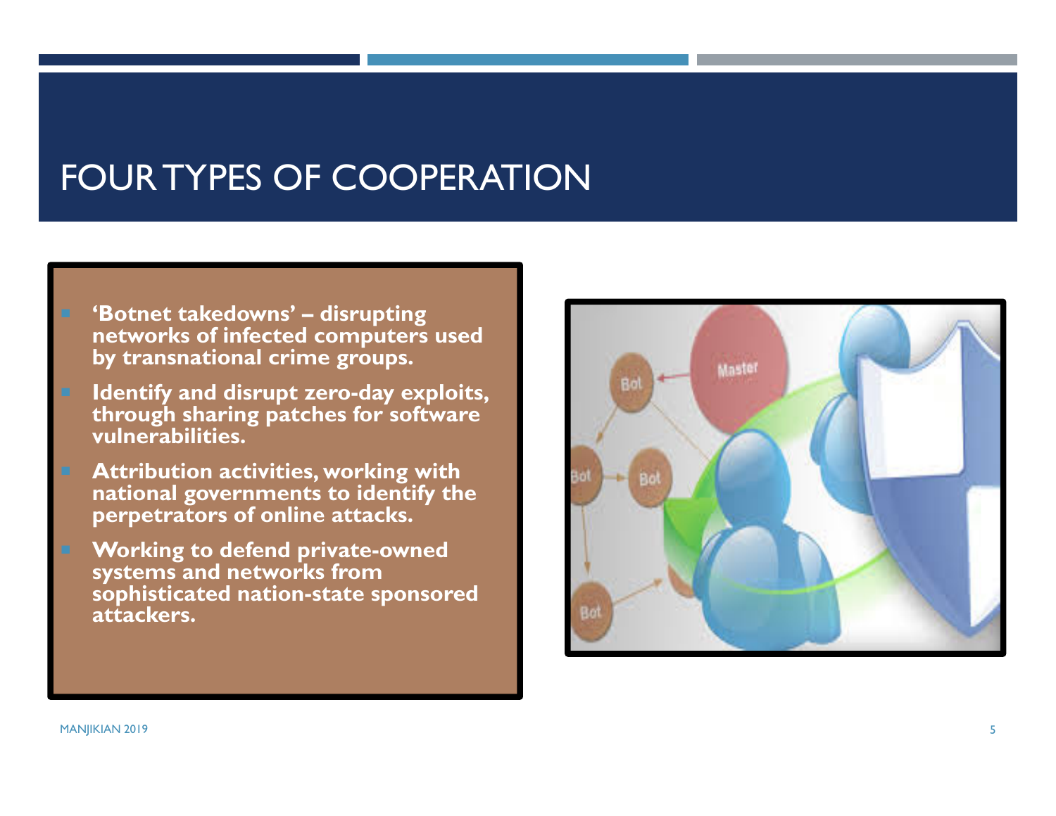# FOUR TYPES OF COOPERATION

- **'Botnet takedowns' – disrupting networks of infected computers used by transnational crime groups.**
- **Identify and disrupt zero-day exploits, through sharing patches for software vulnerabilities.**
- **Attribution activities, working with national governments to identify the perpetrators of online attacks.**
- **Working to defend private-owned systems and networks from sophisticated nation-state sponsored attackers.**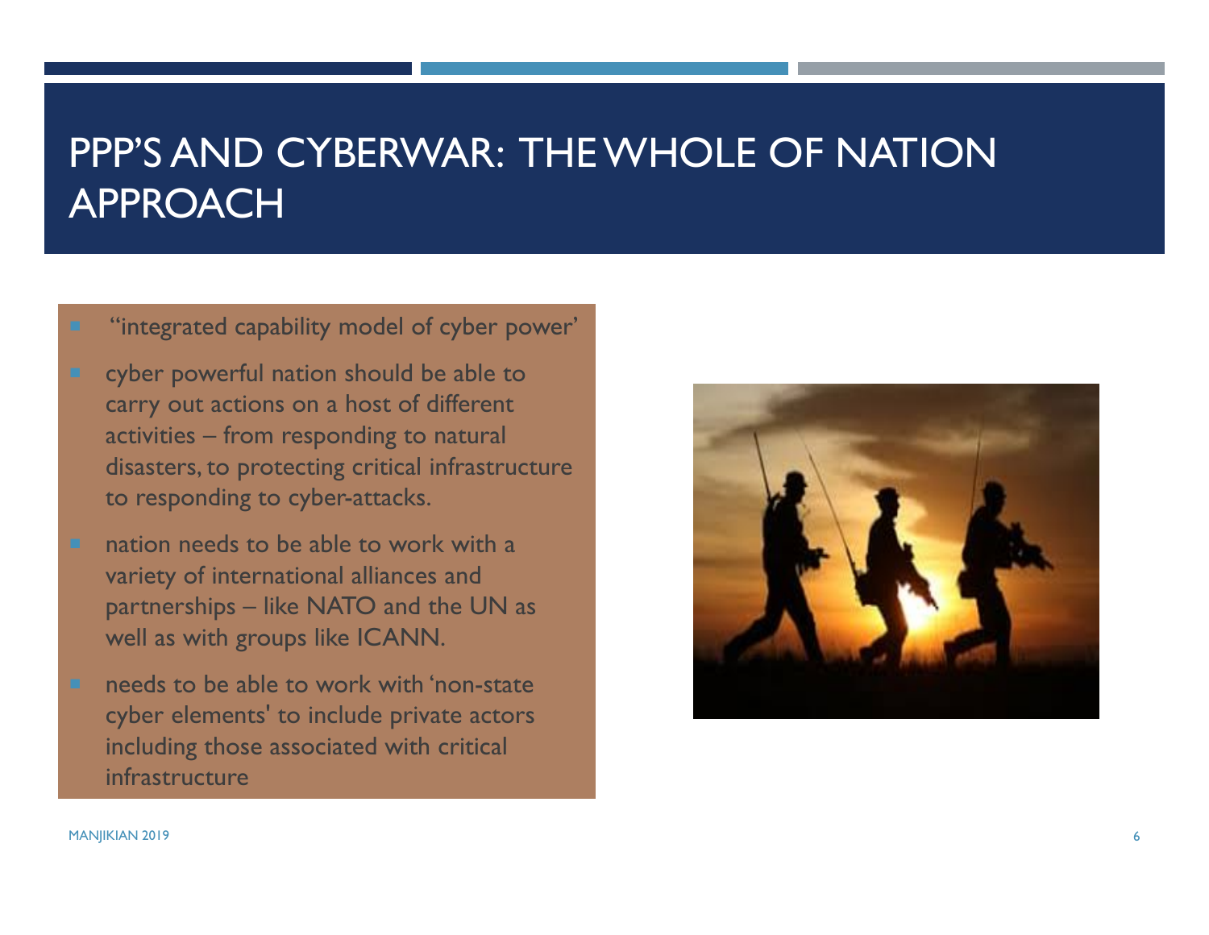# PPP'S AND CYBERWAR: THE WHOLE OF NATION APPROACH

- "integrated capability model of cyber power'
- cyber powerful nation should be able to carry out actions on a host of different activities – from responding to natural disasters, to protecting critical infrastructure to responding to cyber-attacks.
- nation needs to be able to work with a variety of international alliances and partnerships – like NATO and the UN as well as with groups like ICANN.
- needs to be able to work with 'non-state cyber elements' to include private actors including those associated with critical infrastructure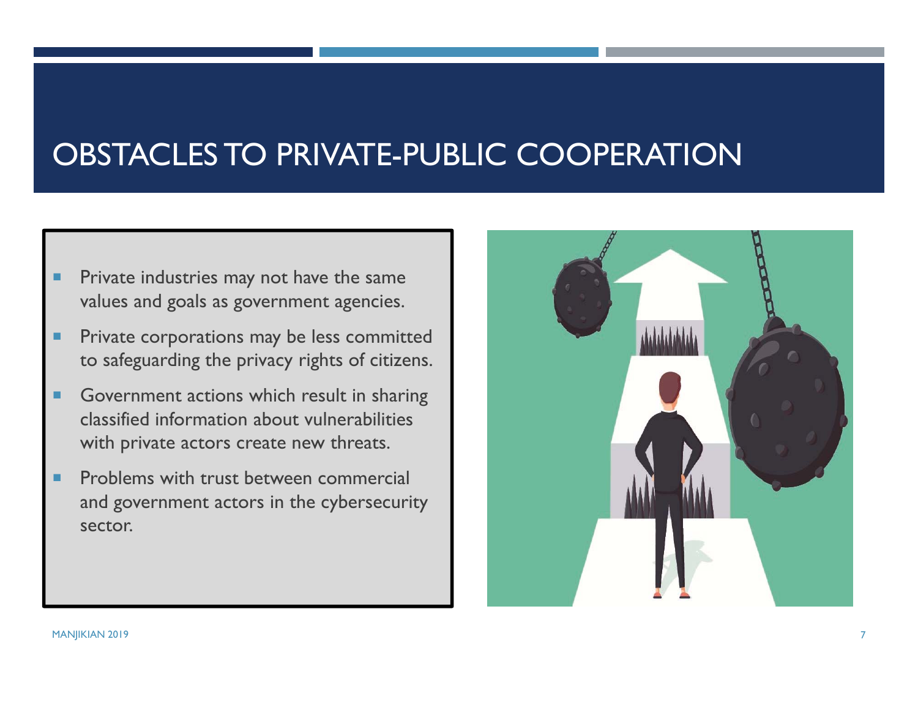# OBSTACLES TO PRIVATE-PUBLIC COOPERATION

- Private industries may not have the same values and goals as government agencies.
- Private corporations may be less committed to safeguarding the privacy rights of citizens.
- Government actions which result in sharing classified information about vulnerabilities with private actors create new threats.
- Problems with trust between commercial and government actors in the cybersecurity sector.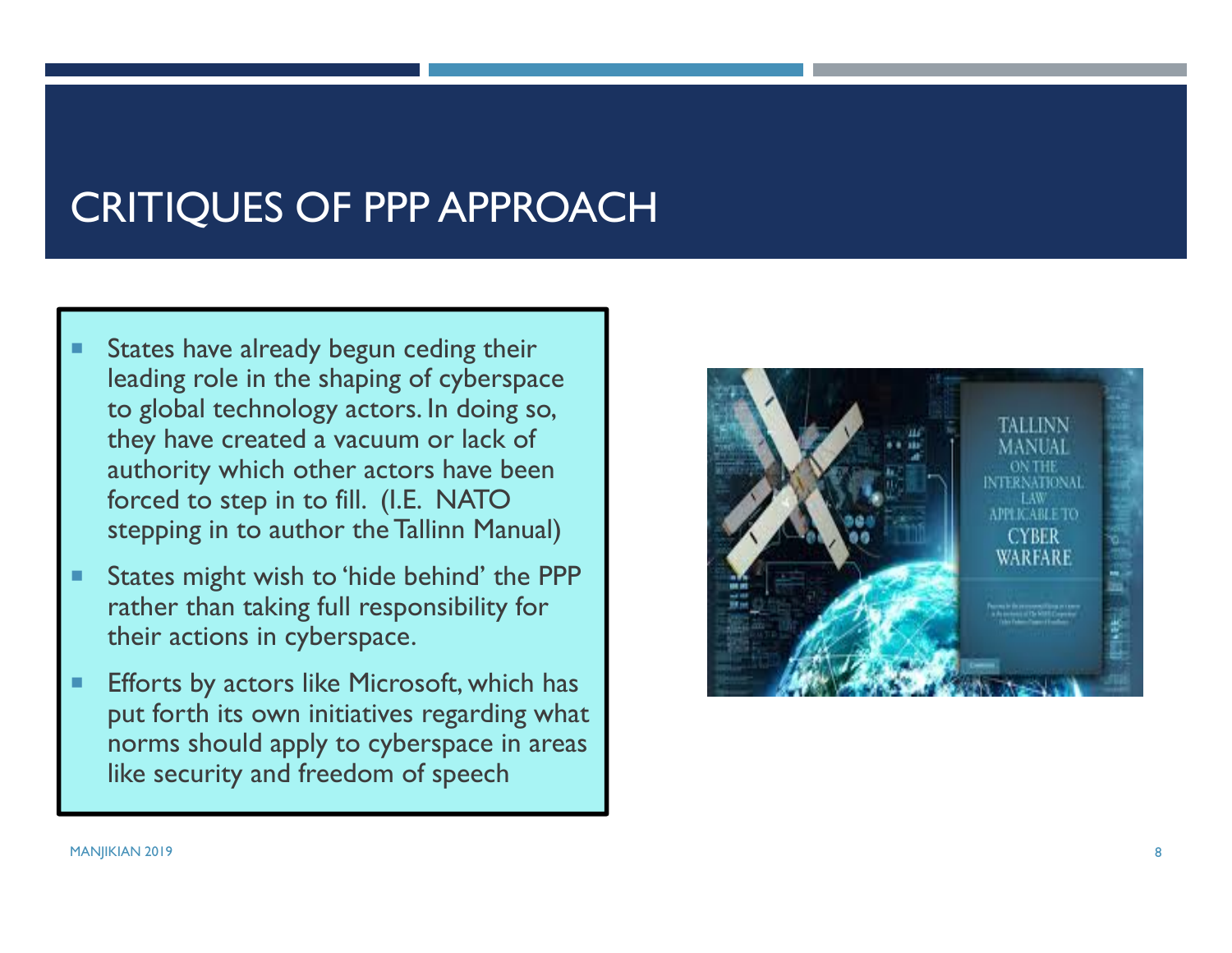# CRITIQUES OF PPP APPROACH

- States have already begun ceding their leading role in the shaping of cyberspace to global technology actors. In doing so, they have created a vacuum or lack of authority which other actors have been forced to step in to fill. (I.E. NATO stepping in to author the Tallinn Manual)
- States might wish to 'hide behind' the PPP rather than taking full responsibility for their actions in cyberspace.
- Efforts by actors like Microsoft, which has put forth its own initiatives regarding what norms should apply to cyberspace in areas like security and freedom of speech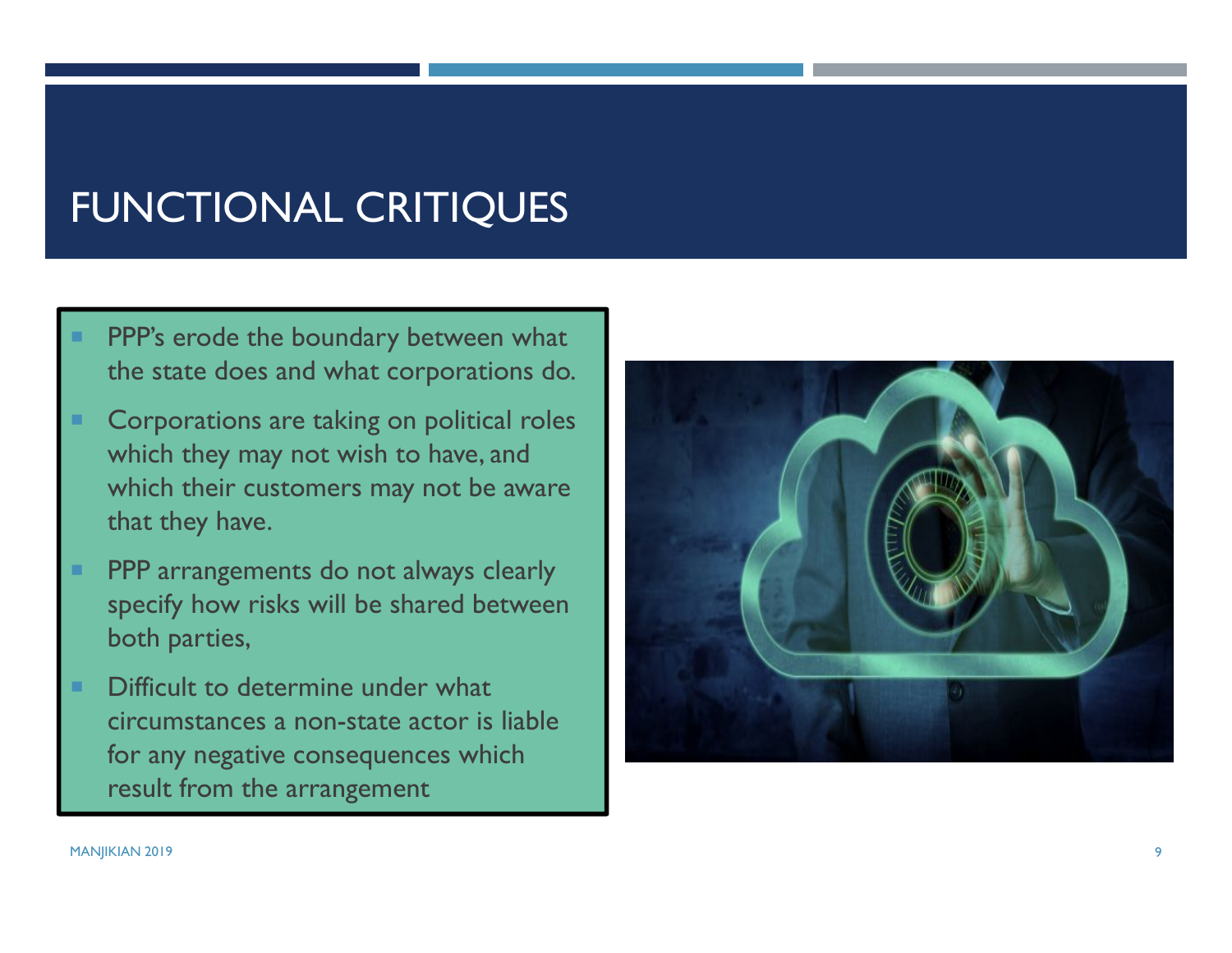# FUNCTIONAL CRITIQUES

- PPP's erode the boundary between what the state does and what corporations do.
- Corporations are taking on political roles which they may not wish to have, and which their customers may not be aware that they have.
- PPP arrangements do not always clearly specify how risks will be shared between both parties,
- Difficult to determine under what circumstances a non-state actor is liable for any negative consequences which result from the arrangement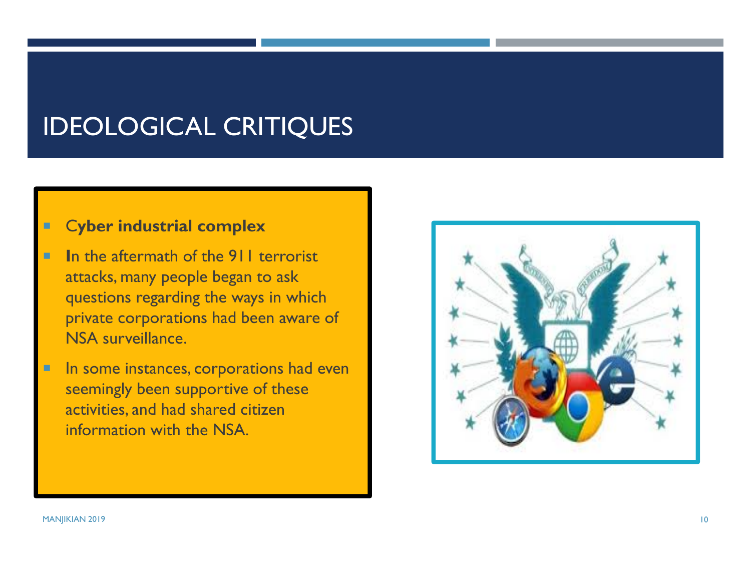# IDEOLOGICAL CRITIQUES

- **Cyber industrial complex**
- **I**n the aftermath of the 911 terrorist attacks, many people began to ask questions regarding the ways in which private corporations had been aware of NSA surveillance.
- In some instances, corporations had even seemingly been supportive of these activities, and had shared citizen information with the NSA.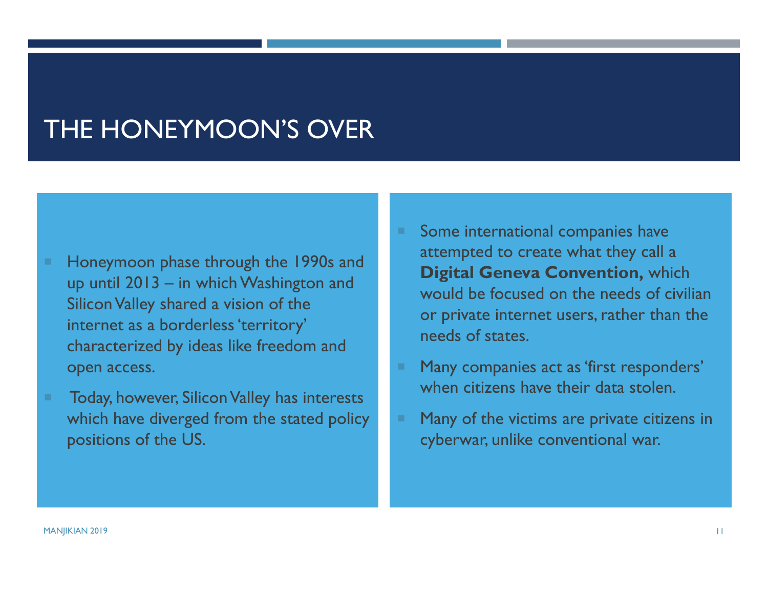# THE HONEYMOON'S OVER

- Honeymoon phase through the 1990s and up until 2013 – in which Washington and Silicon Valley shared a vision of the internet as a borderless 'territory' characterized by ideas like freedom and open access.
- Today, however, Silicon Valley has interests which have diverged from the stated policy positions of the US.

- Some international companies have attempted to create what they call a **Digital Geneva Convention,** which would be focused on the needs of civilian or private internet users, rather than the needs of states.
- Many companies act as 'first responders' when citizens have their data stolen.
- Many of the victims are private citizens in cyberwar, unlike conventional war.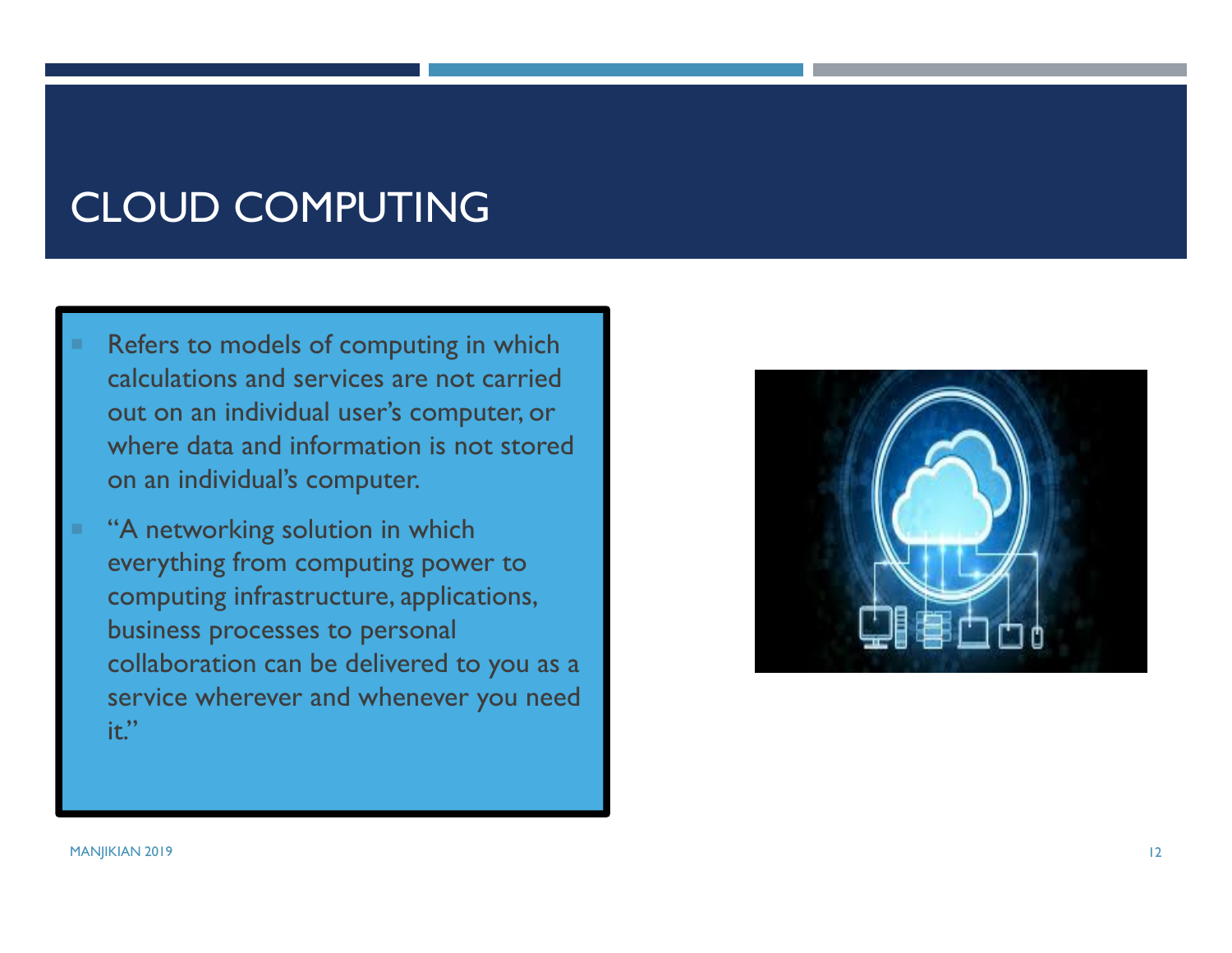# CLOUD COMPUTING

- Refers to models of computing in which calculations and services are not carried out on an individual user's computer, or where data and information is not stored on an individual's computer.
- "A networking solution in which everything from computing power to computing infrastructure, applications, business processes to personal collaboration can be delivered to you as a service wherever and whenever you need it."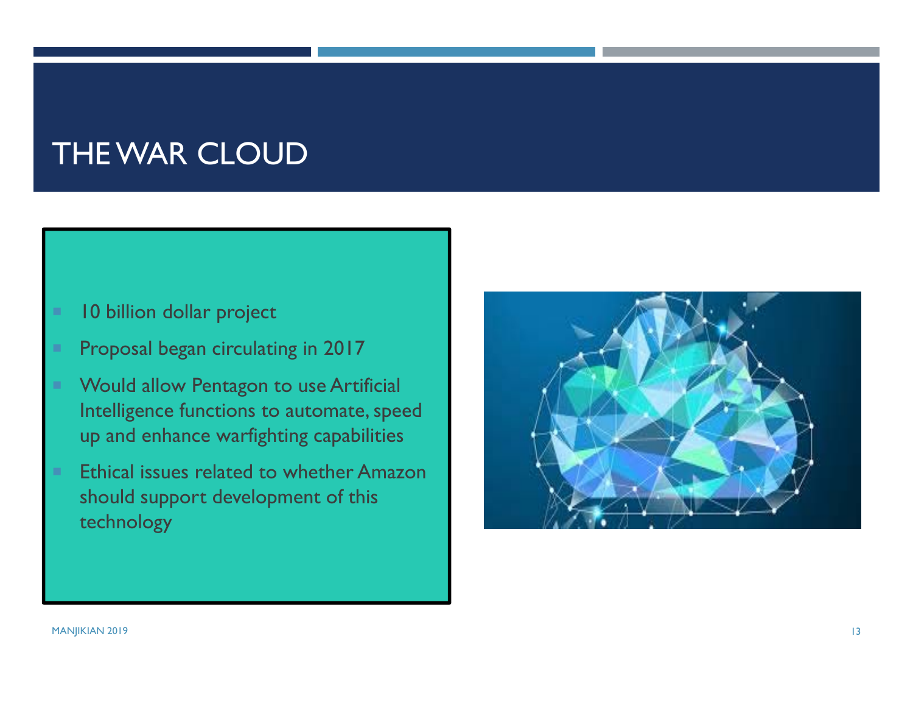# THE WAR CLOUD

- 10 billion dollar project
- Proposal began circulating in 2017
- Would allow Pentagon to use Artificial Intelligence functions to automate, speed up and enhance warfighting capabilities
- Ethical issues related to whether Amazon should support development of this technology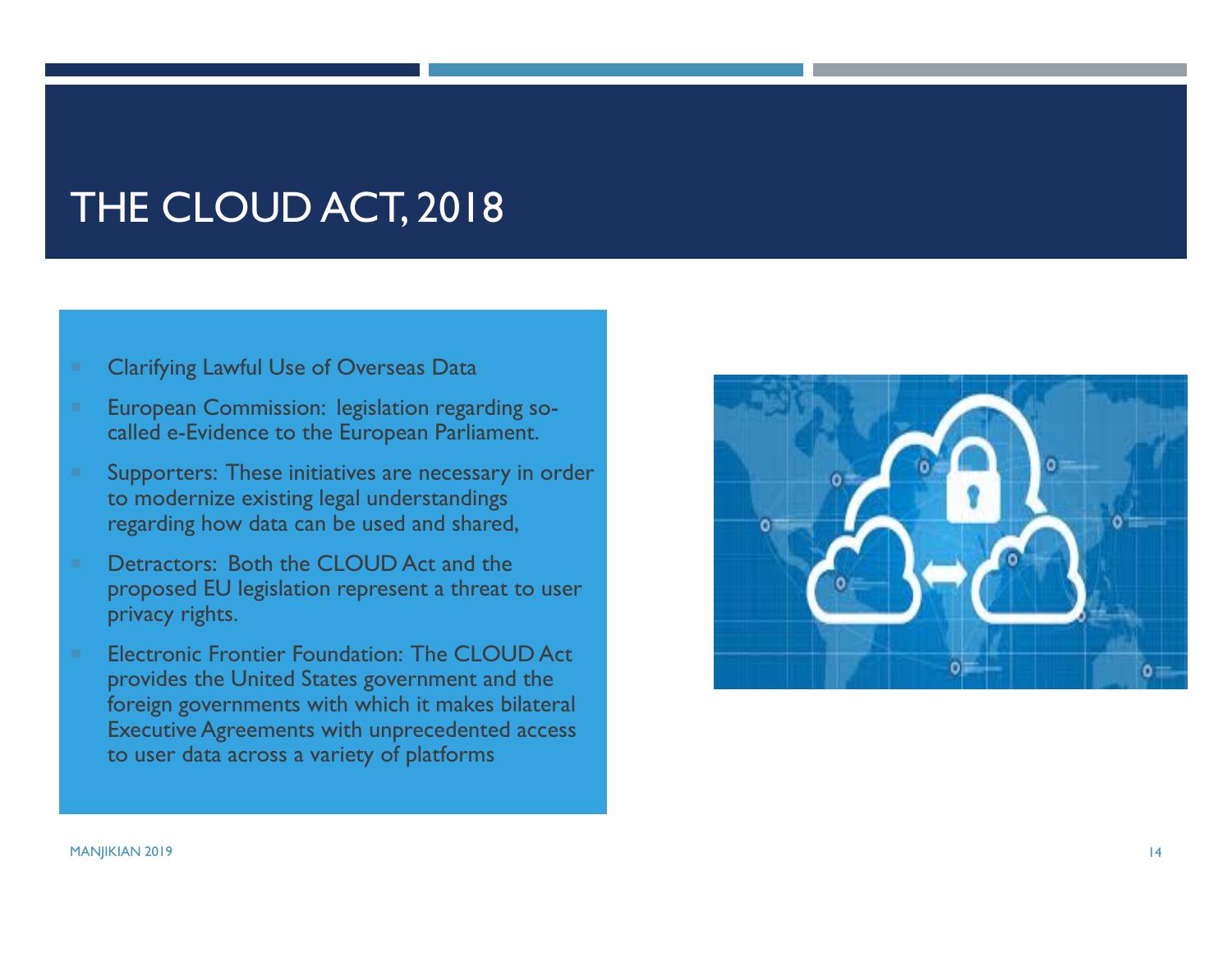# THE CLOUD ACT, 2018

- Clarifying Lawful Use of Overseas Data
- European Commission: legislation regarding so-called e-Evidence to the European Parliament.
- Supporters: These initiatives are necessary in order to modernize existing legal understandings regarding how data can be used and shared,
- Detractors: Both the CLOUD Act and the proposed EU legislation represent a threat to user privacy rights.
- Electronic Frontier Foundation: The CLOUD Act provides the United States government and the foreign governments with which it makes bilateral Executive Agreements with unprecedented access to user data across a variety of platforms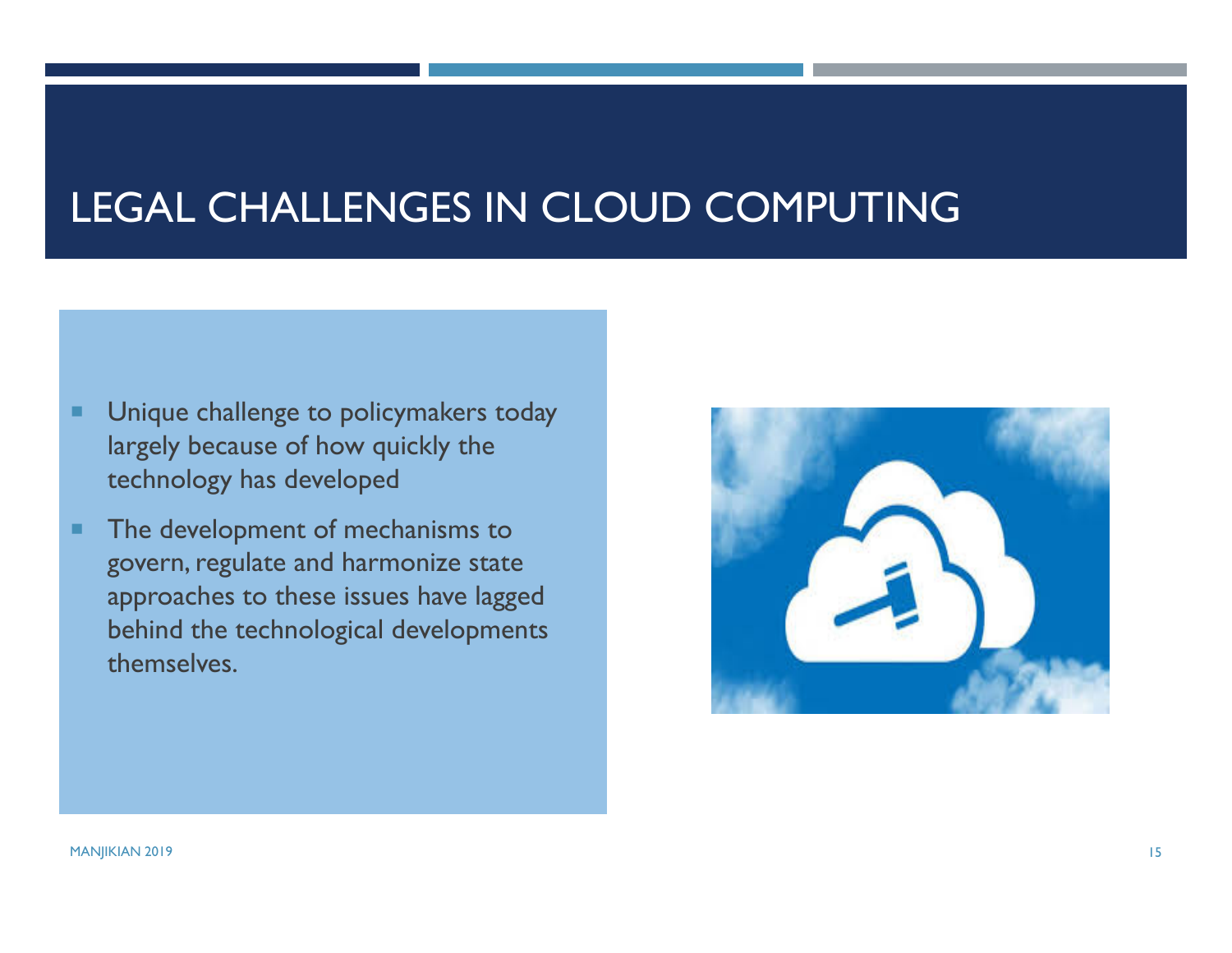# LEGAL CHALLENGES IN CLOUD COMPUTING

- Unique challenge to policymakers today largely because of how quickly the technology has developed
- The development of mechanisms to govern, regulate and harmonize state approaches to these issues have lagged behind the technological developments themselves.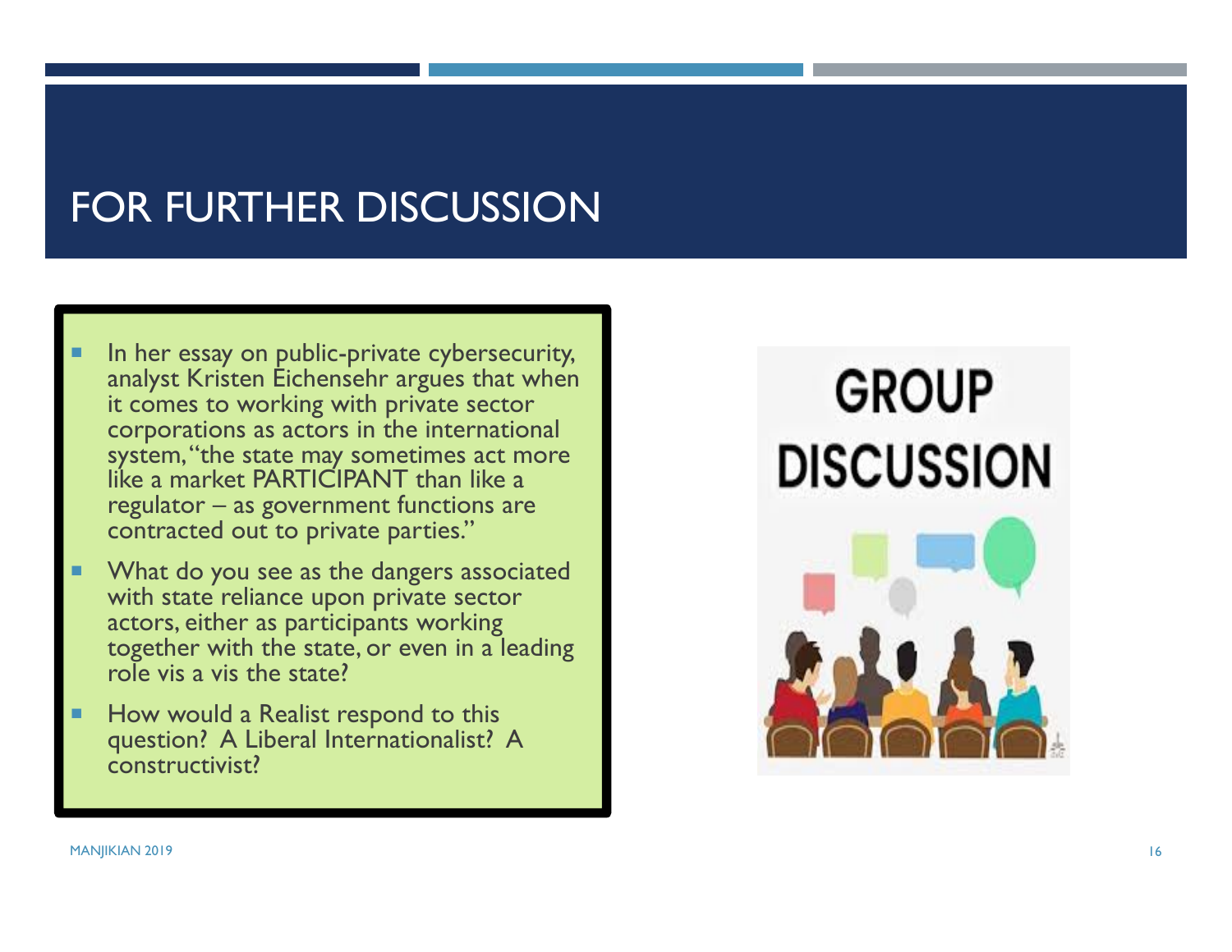# FOR FURTHER DISCUSSION

- In her essay on public-private cybersecurity, analyst Kristen Eichensehr argues that when it comes to working with private sector corporations as actors in the international system, "the state may sometimes act more like a market PARTICIPANT than like a regulator – as government functions are contracted out to private parties."
- What do you see as the dangers associated with state reliance upon private sector actors, either as participants working together with the state, or even in a leading role vis a vis the state?
- How would a Realist respond to this question? A Liberal Internationalist? A constructivist?

GROUP DISCUSSION